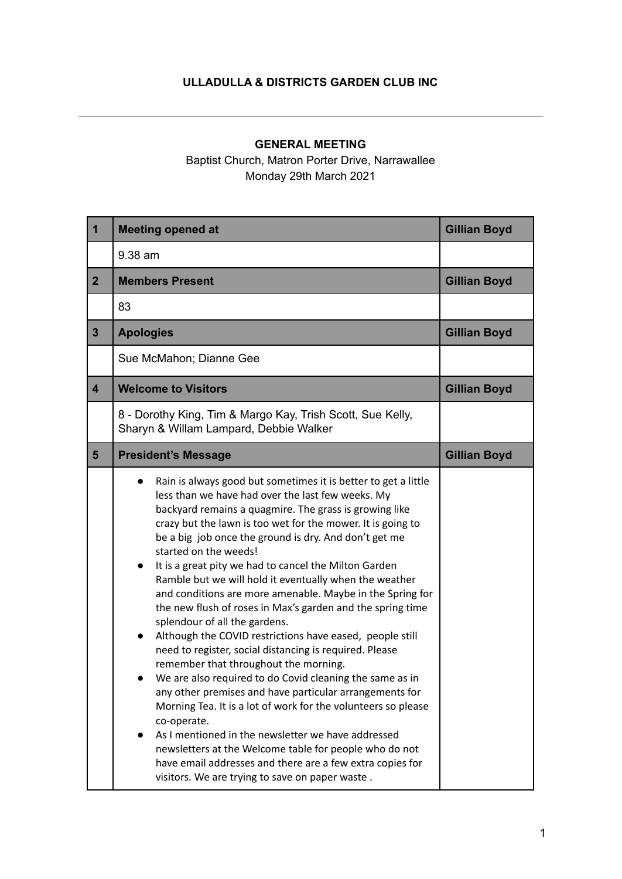**ULLADULLA & DISTRICTS GARDEN CLUB INC**

---

**GENERAL MEETING**

Baptist Church, Matron Porter Drive, Narrawallee

Monday 29th March 2021

| | | |
|---|---|---|
| **1** | **Meeting opened at** | **Gillian Boyd** |
| | 9.38 am | |
| **2** | **Members Present** | **Gillian Boyd** |
| | 83 | |
| **3** | **Apologies** | **Gillian Boyd** |
| | Sue McMahon; Dianne Gee | |
| **4** | **Welcome to Visitors** | **Gillian Boyd** |
| | 8 - Dorothy King, Tim & Margo Kay, Trish Scott, Sue Kelly, Sharyn & Willam Lampard, Debbie Walker | |
| **5** | **President's Message** | **Gillian Boyd** |
| | • Rain is always good but sometimes it is better to get a little less than we have had over the last few weeks. My backyard remains a quagmire. The grass is growing like crazy but the lawn is too wet for the mower. It is going to be a big job once the ground is dry. And don't get me started on the weeds!<br>• It is a great pity we had to cancel the Milton Garden Ramble but we will hold it eventually when the weather and conditions are more amenable. Maybe in the Spring for the new flush of roses in Max's garden and the spring time splendour of all the gardens.<br>• Although the COVID restrictions have eased, people still need to register, social distancing is required. Please remember that throughout the morning.<br>• We are also required to do Covid cleaning the same as in any other premises and have particular arrangements for Morning Tea. It is a lot of work for the volunteers so please co-operate.<br>• As I mentioned in the newsletter we have addressed newsletters at the Welcome table for people who do not have email addresses and there are a few extra copies for visitors. We are trying to save on paper waste . | |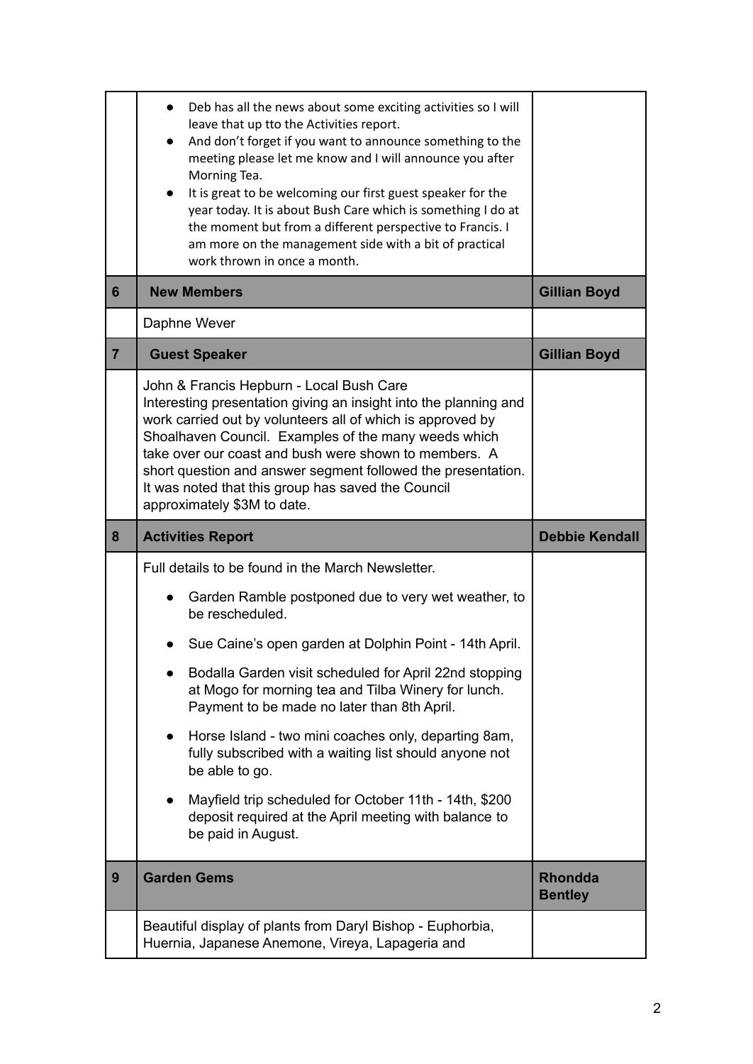| | | |
|---|---|---|
| | • Deb has all the news about some exciting activities so I will leave that up tto the Activities report.<br>• And don't forget if you want to announce something to the meeting please let me know and I will announce you after Morning Tea.<br>• It is great to be welcoming our first guest speaker for the year today. It is about Bush Care which is something I do at the moment but from a different perspective to Francis. I am more on the management side with a bit of practical work thrown in once a month. | |
| **6** | **New Members** | **Gillian Boyd** |
| | Daphne Wever | |
| **7** | **Guest Speaker** | **Gillian Boyd** |
| | John & Francis Hepburn - Local Bush Care<br>Interesting presentation giving an insight into the planning and work carried out by volunteers all of which is approved by Shoalhaven Council. Examples of the many weeds which take over our coast and bush were shown to members. A short question and answer segment followed the presentation. It was noted that this group has saved the Council approximately $3M to date. | |
| **8** | **Activities Report** | **Debbie Kendall** |
| | Full details to be found in the March Newsletter.<br>• Garden Ramble postponed due to very wet weather, to be rescheduled.<br>• Sue Caine's open garden at Dolphin Point - 14th April.<br>• Bodalla Garden visit scheduled for April 22nd stopping at Mogo for morning tea and Tilba Winery for lunch. Payment to be made no later than 8th April.<br>• Horse Island - two mini coaches only, departing 8am, fully subscribed with a waiting list should anyone not be able to go.<br>• Mayfield trip scheduled for October 11th - 14th, $200 deposit required at the April meeting with balance to be paid in August. | |
| **9** | **Garden Gems** | **Rhondda Bentley** |
| | Beautiful display of plants from Daryl Bishop - Euphorbia, Huernia, Japanese Anemone, Vireya, Lapageria and | |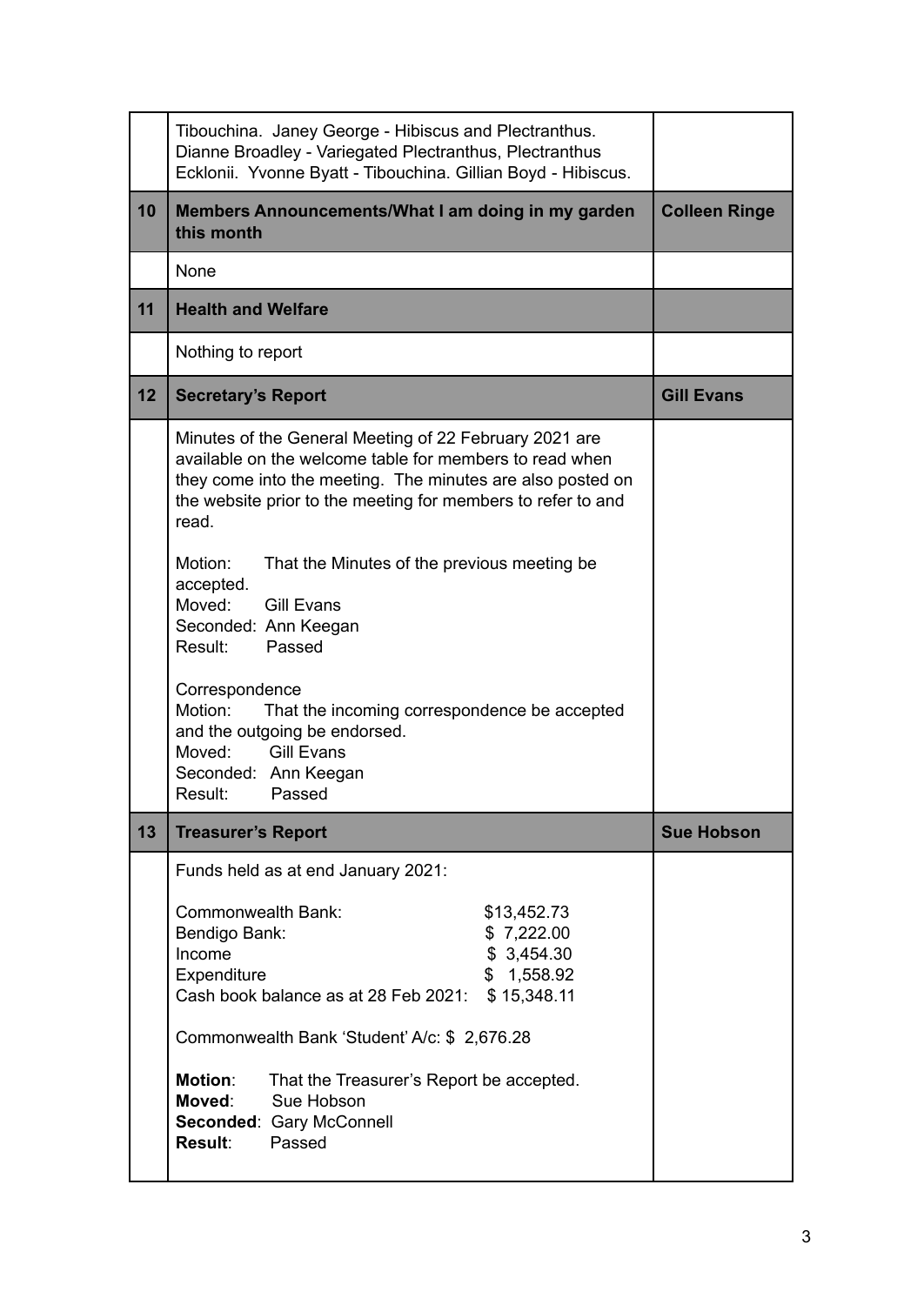| | | |
|---|---|---|
| | Tibouchina. Janey George - Hibiscus and Plectranthus. Dianne Broadley - Variegated Plectranthus, Plectranthus Ecklonii. Yvonne Byatt - Tibouchina. Gillian Boyd - Hibiscus. | |
| **10** | **Members Announcements/What I am doing in my garden this month** | **Colleen Ringe** |
| | None | |
| **11** | **Health and Welfare** | |
| | Nothing to report | |
| **12** | **Secretary's Report** | **Gill Evans** |
| | Minutes of the General Meeting of 22 February 2021 are available on the welcome table for members to read when they come into the meeting. The minutes are also posted on the website prior to the meeting for members to refer to and read.<br><br>Motion: That the Minutes of the previous meeting be accepted.<br>Moved: Gill Evans<br>Seconded: Ann Keegan<br>Result: Passed<br><br>Correspondence<br>Motion: That the incoming correspondence be accepted and the outgoing be endorsed.<br>Moved: Gill Evans<br>Seconded: Ann Keegan<br>Result: Passed | |
| **13** | **Treasurer's Report** | **Sue Hobson** |
| | Funds held as at end January 2021:<br><br>Commonwealth Bank: $13,452.73<br>Bendigo Bank: $ 7,222.00<br>Income $ 3,454.30<br>Expenditure $ 1,558.92<br>Cash book balance as at 28 Feb 2021: $ 15,348.11<br><br>Commonwealth Bank 'Student' A/c: $ 2,676.28<br><br>**Motion**: That the Treasurer's Report be accepted.<br>**Moved**: Sue Hobson<br>**Seconded**: Gary McConnell<br>**Result**: Passed | |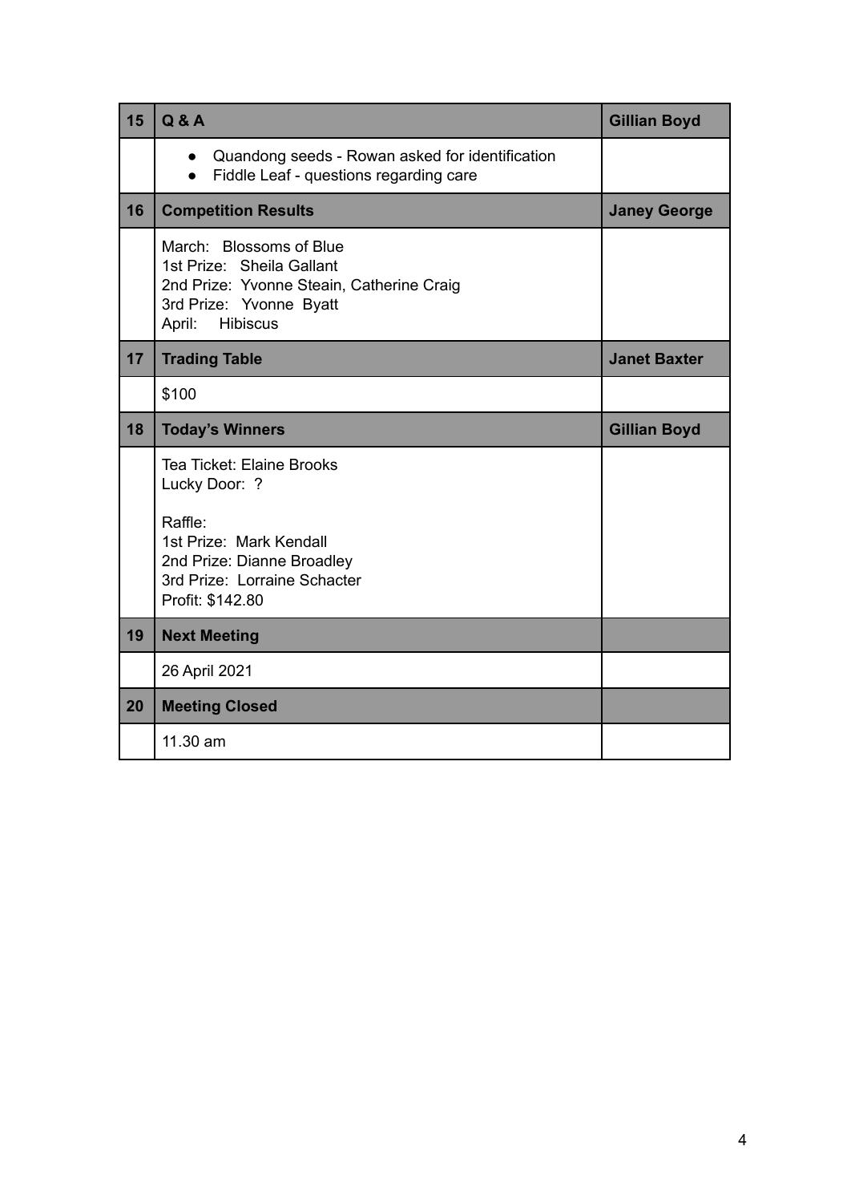| 15 | Q & A | Gillian Boyd |
|---|---|---|
| | • Quandong seeds - Rowan asked for identification<br>• Fiddle Leaf - questions regarding care | |
| **16** | **Competition Results** | **Janey George** |
| | March: Blossoms of Blue<br>1st Prize: Sheila Gallant<br>2nd Prize: Yvonne Steain, Catherine Craig<br>3rd Prize: Yvonne Byatt<br>April: Hibiscus | |
| **17** | **Trading Table** | **Janet Baxter** |
| | $100 | |
| **18** | **Today's Winners** | **Gillian Boyd** |
| | Tea Ticket: Elaine Brooks<br>Lucky Door: ?<br><br>Raffle:<br>1st Prize: Mark Kendall<br>2nd Prize: Dianne Broadley<br>3rd Prize: Lorraine Schacter<br>Profit: $142.80 | |
| **19** | **Next Meeting** | |
| | 26 April 2021 | |
| **20** | **Meeting Closed** | |
| | 11.30 am | |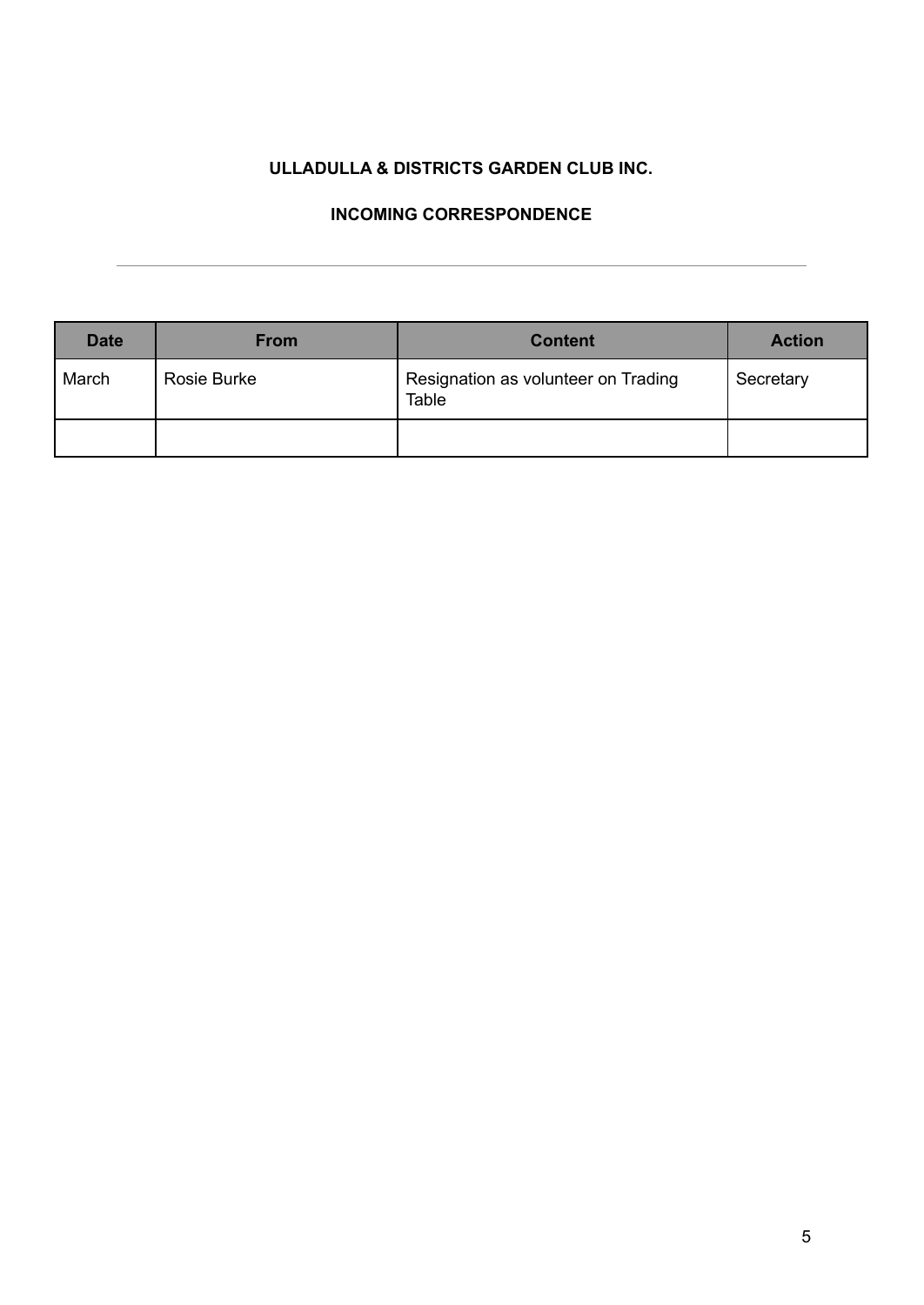**ULLADULLA & DISTRICTS GARDEN CLUB INC.**

**INCOMING CORRESPONDENCE**

---

| Date | From | Content | Action |
|---|---|---|---|
| March | Rosie Burke | Resignation as volunteer on Trading Table | Secretary |
| | | | |